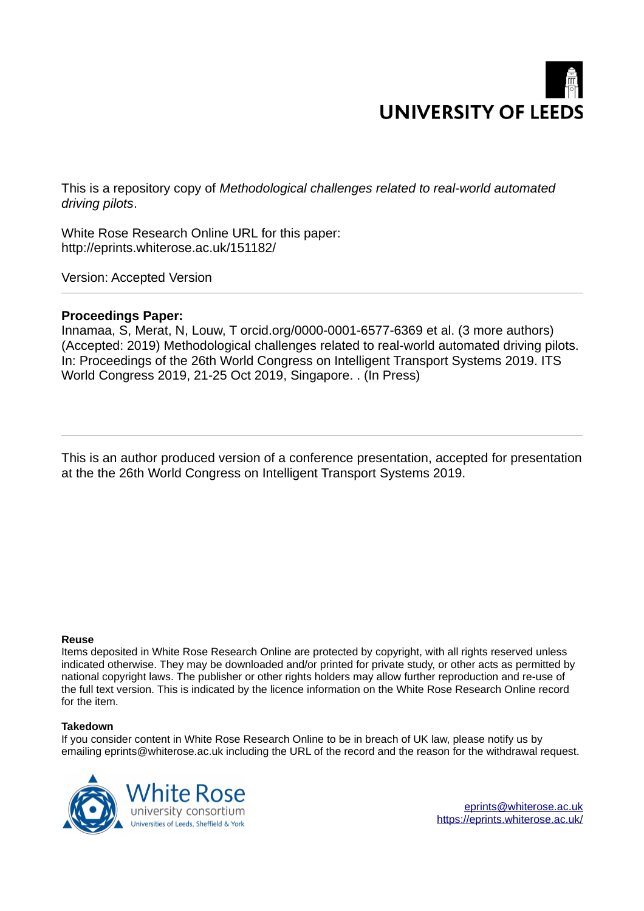UNIVERSITY OF LEEDS

This is a repository copy of *Methodological challenges related to real-world automated driving pilots*.

White Rose Research Online URL for this paper:
http://eprints.whiterose.ac.uk/151182/

Version: Accepted Version

**Proceedings Paper:**

Innamaa, S, Merat, N, Louw, T orcid.org/0000-0001-6577-6369 et al. (3 more authors) (Accepted: 2019) Methodological challenges related to real-world automated driving pilots. In: Proceedings of the 26th World Congress on Intelligent Transport Systems 2019. ITS World Congress 2019, 21-25 Oct 2019, Singapore. . (In Press)

---

This is an author produced version of a conference presentation, accepted for presentation at the the 26th World Congress on Intelligent Transport Systems 2019.

**Reuse**

Items deposited in White Rose Research Online are protected by copyright, with all rights reserved unless indicated otherwise. They may be downloaded and/or printed for private study, or other acts as permitted by national copyright laws. The publisher or other rights holders may allow further reproduction and re-use of the full text version. This is indicated by the licence information on the White Rose Research Online record for the item.

**Takedown**

If you consider content in White Rose Research Online to be in breach of UK law, please notify us by emailing eprints@whiterose.ac.uk including the URL of the record and the reason for the withdrawal request.

White Rose university consortium
Universities of Leeds, Sheffield & York

eprints@whiterose.ac.uk
https://eprints.whiterose.ac.uk/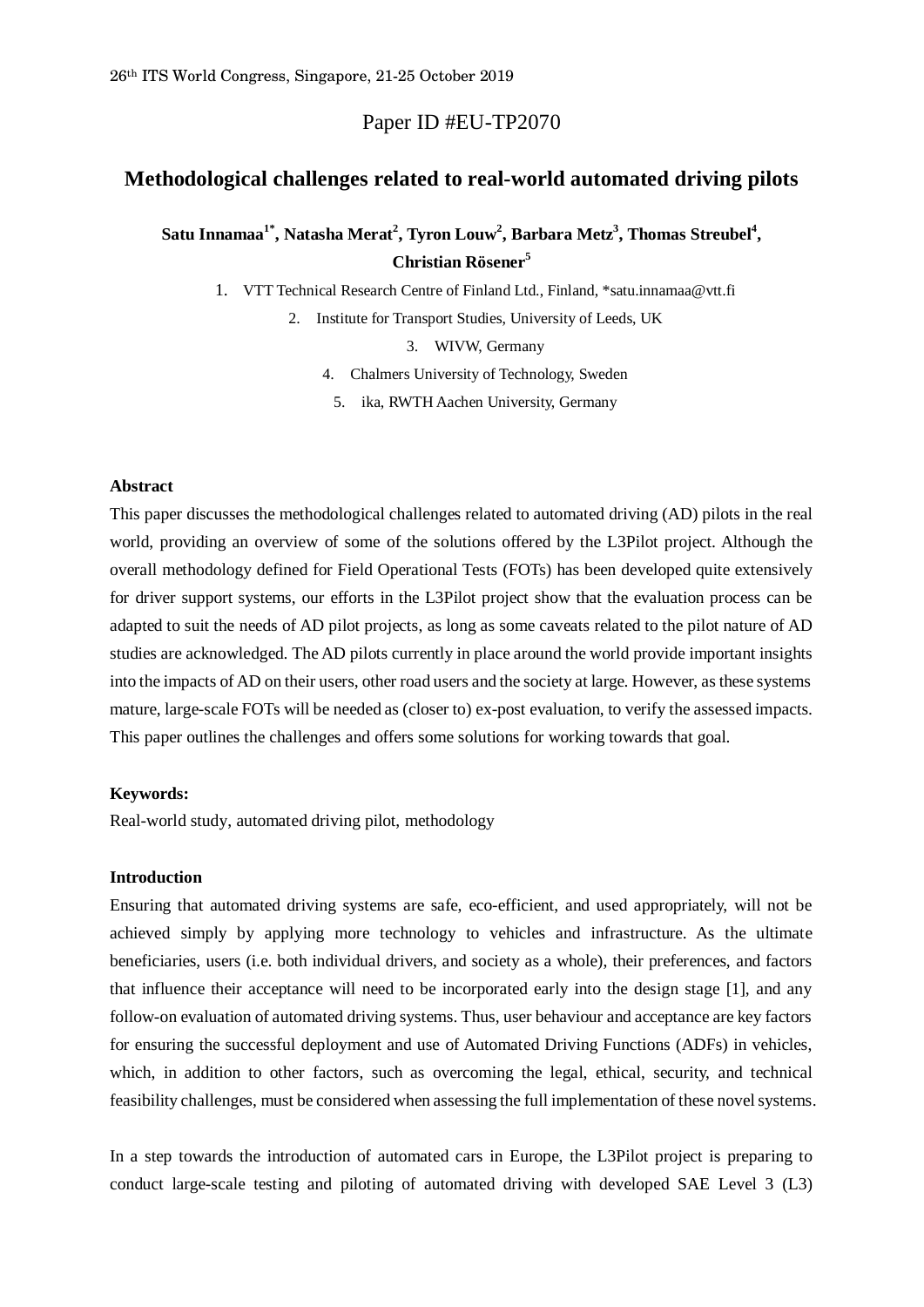Paper ID #EU-TP2070

# Methodological challenges related to real-world automated driving pilots

**Satu Innamaa[1*], Natasha Merat[2], Tyron Louw[2], Barbara Metz[3], Thomas Streubel[4], Christian Rösener[5]**

1. VTT Technical Research Centre of Finland Ltd., Finland, *satu.innamaa@vtt.fi
2. Institute for Transport Studies, University of Leeds, UK
3. WIVW, Germany
4. Chalmers University of Technology, Sweden
5. ika, RWTH Aachen University, Germany

## Abstract

This paper discusses the methodological challenges related to automated driving (AD) pilots in the real world, providing an overview of some of the solutions offered by the L3Pilot project. Although the overall methodology defined for Field Operational Tests (FOTs) has been developed quite extensively for driver support systems, our efforts in the L3Pilot project show that the evaluation process can be adapted to suit the needs of AD pilot projects, as long as some caveats related to the pilot nature of AD studies are acknowledged. The AD pilots currently in place around the world provide important insights into the impacts of AD on their users, other road users and the society at large. However, as these systems mature, large-scale FOTs will be needed as (closer to) ex-post evaluation, to verify the assessed impacts. This paper outlines the challenges and offers some solutions for working towards that goal.

**Keywords:**

Real-world study, automated driving pilot, methodology

## Introduction

Ensuring that automated driving systems are safe, eco-efficient, and used appropriately, will not be achieved simply by applying more technology to vehicles and infrastructure. As the ultimate beneficiaries, users (i.e. both individual drivers, and society as a whole), their preferences, and factors that influence their acceptance will need to be incorporated early into the design stage [1], and any follow-on evaluation of automated driving systems. Thus, user behaviour and acceptance are key factors for ensuring the successful deployment and use of Automated Driving Functions (ADFs) in vehicles, which, in addition to other factors, such as overcoming the legal, ethical, security, and technical feasibility challenges, must be considered when assessing the full implementation of these novel systems.

In a step towards the introduction of automated cars in Europe, the L3Pilot project is preparing to conduct large-scale testing and piloting of automated driving with developed SAE Level 3 (L3)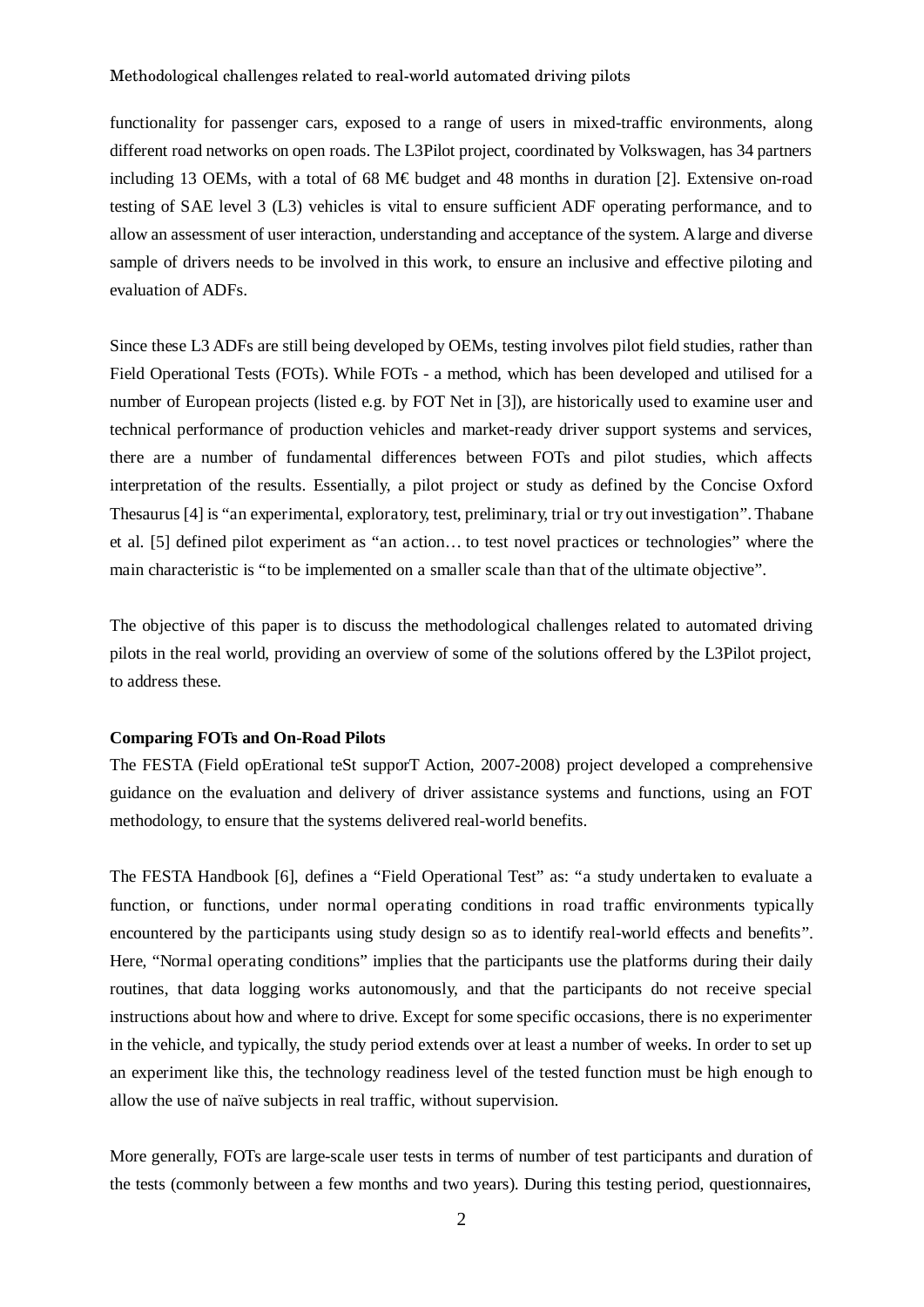functionality for passenger cars, exposed to a range of users in mixed-traffic environments, along different road networks on open roads. The L3Pilot project, coordinated by Volkswagen, has 34 partners including 13 OEMs, with a total of 68 M€ budget and 48 months in duration [2]. Extensive on-road testing of SAE level 3 (L3) vehicles is vital to ensure sufficient ADF operating performance, and to allow an assessment of user interaction, understanding and acceptance of the system. A large and diverse sample of drivers needs to be involved in this work, to ensure an inclusive and effective piloting and evaluation of ADFs.

Since these L3 ADFs are still being developed by OEMs, testing involves pilot field studies, rather than Field Operational Tests (FOTs). While FOTs - a method, which has been developed and utilised for a number of European projects (listed e.g. by FOT Net in [3]), are historically used to examine user and technical performance of production vehicles and market-ready driver support systems and services, there are a number of fundamental differences between FOTs and pilot studies, which affects interpretation of the results. Essentially, a pilot project or study as defined by the Concise Oxford Thesaurus [4] is "an experimental, exploratory, test, preliminary, trial or try out investigation". Thabane et al. [5] defined pilot experiment as "an action… to test novel practices or technologies" where the main characteristic is "to be implemented on a smaller scale than that of the ultimate objective".

The objective of this paper is to discuss the methodological challenges related to automated driving pilots in the real world, providing an overview of some of the solutions offered by the L3Pilot project, to address these.

**Comparing FOTs and On-Road Pilots**

The FESTA (Field opErational teSt supporT Action, 2007-2008) project developed a comprehensive guidance on the evaluation and delivery of driver assistance systems and functions, using an FOT methodology, to ensure that the systems delivered real-world benefits.

The FESTA Handbook [6], defines a "Field Operational Test" as: "a study undertaken to evaluate a function, or functions, under normal operating conditions in road traffic environments typically encountered by the participants using study design so as to identify real-world effects and benefits". Here, "Normal operating conditions" implies that the participants use the platforms during their daily routines, that data logging works autonomously, and that the participants do not receive special instructions about how and where to drive. Except for some specific occasions, there is no experimenter in the vehicle, and typically, the study period extends over at least a number of weeks. In order to set up an experiment like this, the technology readiness level of the tested function must be high enough to allow the use of naïve subjects in real traffic, without supervision.

More generally, FOTs are large-scale user tests in terms of number of test participants and duration of the tests (commonly between a few months and two years). During this testing period, questionnaires,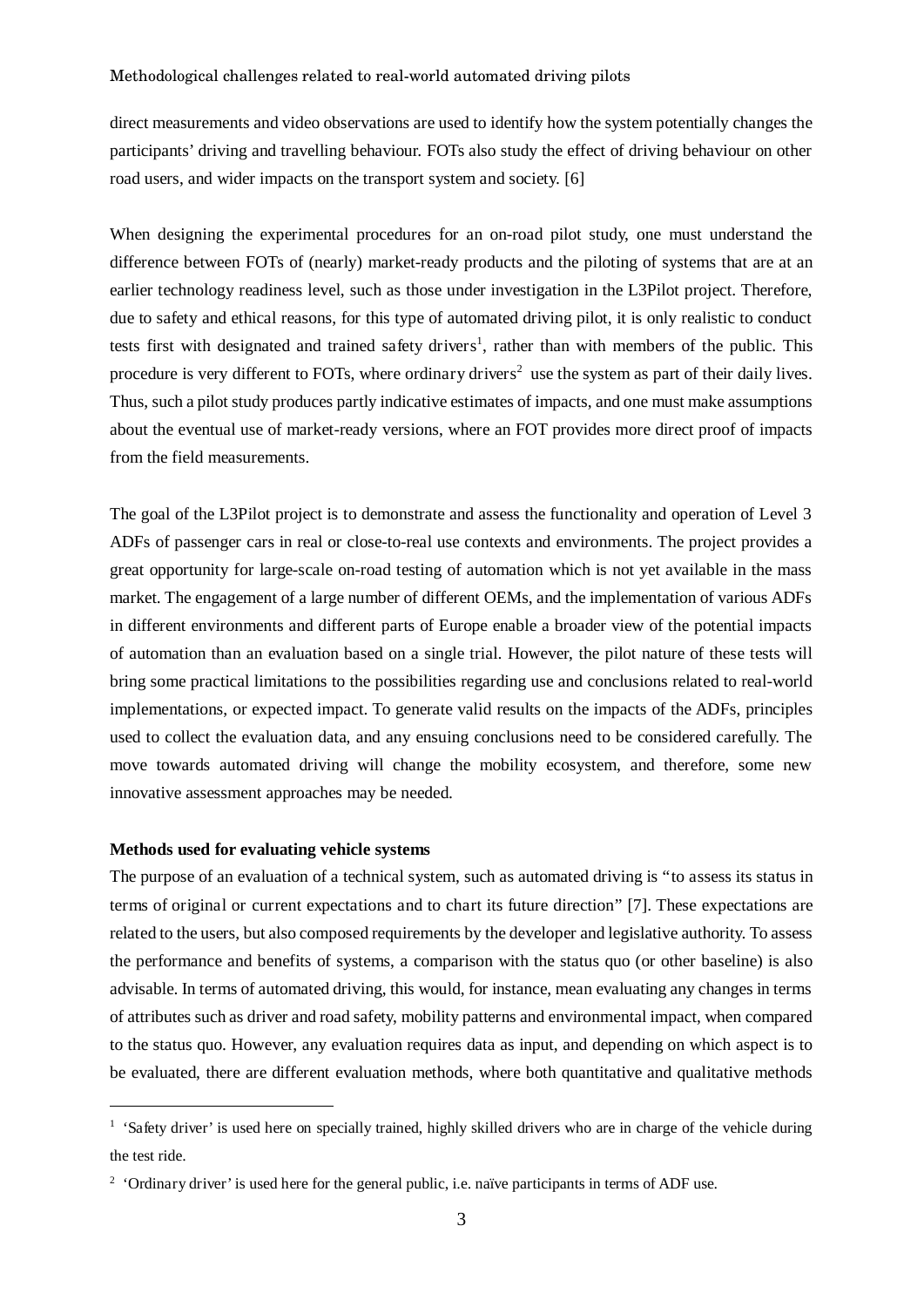direct measurements and video observations are used to identify how the system potentially changes the participants' driving and travelling behaviour. FOTs also study the effect of driving behaviour on other road users, and wider impacts on the transport system and society. [6]

When designing the experimental procedures for an on-road pilot study, one must understand the difference between FOTs of (nearly) market-ready products and the piloting of systems that are at an earlier technology readiness level, such as those under investigation in the L3Pilot project. Therefore, due to safety and ethical reasons, for this type of automated driving pilot, it is only realistic to conduct tests first with designated and trained safety drivers[1], rather than with members of the public. This procedure is very different to FOTs, where ordinary drivers[2] use the system as part of their daily lives. Thus, such a pilot study produces partly indicative estimates of impacts, and one must make assumptions about the eventual use of market-ready versions, where an FOT provides more direct proof of impacts from the field measurements.

The goal of the L3Pilot project is to demonstrate and assess the functionality and operation of Level 3 ADFs of passenger cars in real or close-to-real use contexts and environments. The project provides a great opportunity for large-scale on-road testing of automation which is not yet available in the mass market. The engagement of a large number of different OEMs, and the implementation of various ADFs in different environments and different parts of Europe enable a broader view of the potential impacts of automation than an evaluation based on a single trial. However, the pilot nature of these tests will bring some practical limitations to the possibilities regarding use and conclusions related to real-world implementations, or expected impact. To generate valid results on the impacts of the ADFs, principles used to collect the evaluation data, and any ensuing conclusions need to be considered carefully. The move towards automated driving will change the mobility ecosystem, and therefore, some new innovative assessment approaches may be needed.

**Methods used for evaluating vehicle systems**

The purpose of an evaluation of a technical system, such as automated driving is "to assess its status in terms of original or current expectations and to chart its future direction" [7]. These expectations are related to the users, but also composed requirements by the developer and legislative authority. To assess the performance and benefits of systems, a comparison with the status quo (or other baseline) is also advisable. In terms of automated driving, this would, for instance, mean evaluating any changes in terms of attributes such as driver and road safety, mobility patterns and environmental impact, when compared to the status quo. However, any evaluation requires data as input, and depending on which aspect is to be evaluated, there are different evaluation methods, where both quantitative and qualitative methods

---

[1] 'Safety driver' is used here on specially trained, highly skilled drivers who are in charge of the vehicle during the test ride.

[2] 'Ordinary driver' is used here for the general public, i.e. naïve participants in terms of ADF use.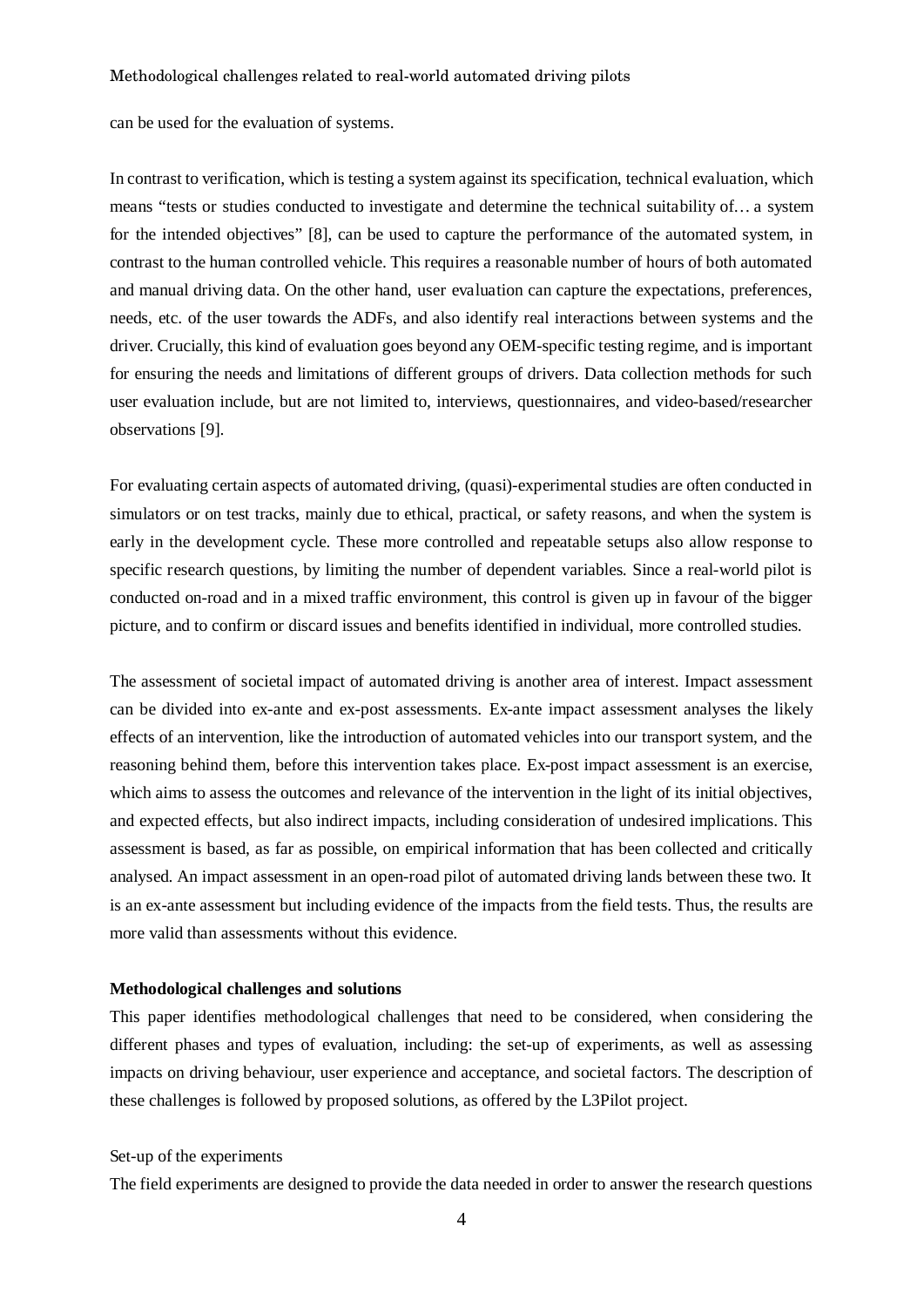can be used for the evaluation of systems.

In contrast to verification, which is testing a system against its specification, technical evaluation, which means "tests or studies conducted to investigate and determine the technical suitability of… a system for the intended objectives" [8], can be used to capture the performance of the automated system, in contrast to the human controlled vehicle. This requires a reasonable number of hours of both automated and manual driving data. On the other hand, user evaluation can capture the expectations, preferences, needs, etc. of the user towards the ADFs, and also identify real interactions between systems and the driver. Crucially, this kind of evaluation goes beyond any OEM-specific testing regime, and is important for ensuring the needs and limitations of different groups of drivers. Data collection methods for such user evaluation include, but are not limited to, interviews, questionnaires, and video-based/researcher observations [9].

For evaluating certain aspects of automated driving, (quasi)-experimental studies are often conducted in simulators or on test tracks, mainly due to ethical, practical, or safety reasons, and when the system is early in the development cycle. These more controlled and repeatable setups also allow response to specific research questions, by limiting the number of dependent variables. Since a real-world pilot is conducted on-road and in a mixed traffic environment, this control is given up in favour of the bigger picture, and to confirm or discard issues and benefits identified in individual, more controlled studies.

The assessment of societal impact of automated driving is another area of interest. Impact assessment can be divided into ex-ante and ex-post assessments. Ex-ante impact assessment analyses the likely effects of an intervention, like the introduction of automated vehicles into our transport system, and the reasoning behind them, before this intervention takes place. Ex-post impact assessment is an exercise, which aims to assess the outcomes and relevance of the intervention in the light of its initial objectives, and expected effects, but also indirect impacts, including consideration of undesired implications. This assessment is based, as far as possible, on empirical information that has been collected and critically analysed. An impact assessment in an open-road pilot of automated driving lands between these two. It is an ex-ante assessment but including evidence of the impacts from the field tests. Thus, the results are more valid than assessments without this evidence.

## Methodological challenges and solutions

This paper identifies methodological challenges that need to be considered, when considering the different phases and types of evaluation, including: the set-up of experiments, as well as assessing impacts on driving behaviour, user experience and acceptance, and societal factors. The description of these challenges is followed by proposed solutions, as offered by the L3Pilot project.

### Set-up of the experiments

The field experiments are designed to provide the data needed in order to answer the research questions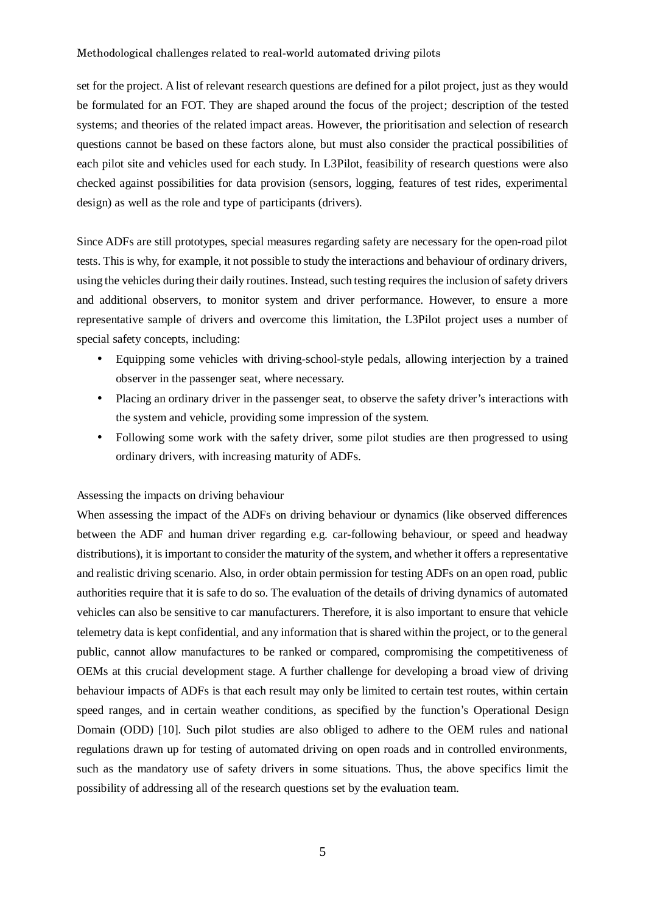set for the project. A list of relevant research questions are defined for a pilot project, just as they would be formulated for an FOT. They are shaped around the focus of the project; description of the tested systems; and theories of the related impact areas. However, the prioritisation and selection of research questions cannot be based on these factors alone, but must also consider the practical possibilities of each pilot site and vehicles used for each study. In L3Pilot, feasibility of research questions were also checked against possibilities for data provision (sensors, logging, features of test rides, experimental design) as well as the role and type of participants (drivers).

Since ADFs are still prototypes, special measures regarding safety are necessary for the open-road pilot tests. This is why, for example, it not possible to study the interactions and behaviour of ordinary drivers, using the vehicles during their daily routines. Instead, such testing requires the inclusion of safety drivers and additional observers, to monitor system and driver performance. However, to ensure a more representative sample of drivers and overcome this limitation, the L3Pilot project uses a number of special safety concepts, including:

- Equipping some vehicles with driving-school-style pedals, allowing interjection by a trained observer in the passenger seat, where necessary.
- Placing an ordinary driver in the passenger seat, to observe the safety driver's interactions with the system and vehicle, providing some impression of the system.
- Following some work with the safety driver, some pilot studies are then progressed to using ordinary drivers, with increasing maturity of ADFs.

### Assessing the impacts on driving behaviour

When assessing the impact of the ADFs on driving behaviour or dynamics (like observed differences between the ADF and human driver regarding e.g. car-following behaviour, or speed and headway distributions), it is important to consider the maturity of the system, and whether it offers a representative and realistic driving scenario. Also, in order obtain permission for testing ADFs on an open road, public authorities require that it is safe to do so. The evaluation of the details of driving dynamics of automated vehicles can also be sensitive to car manufacturers. Therefore, it is also important to ensure that vehicle telemetry data is kept confidential, and any information that is shared within the project, or to the general public, cannot allow manufactures to be ranked or compared, compromising the competitiveness of OEMs at this crucial development stage. A further challenge for developing a broad view of driving behaviour impacts of ADFs is that each result may only be limited to certain test routes, within certain speed ranges, and in certain weather conditions, as specified by the function's Operational Design Domain (ODD) [10]. Such pilot studies are also obliged to adhere to the OEM rules and national regulations drawn up for testing of automated driving on open roads and in controlled environments, such as the mandatory use of safety drivers in some situations. Thus, the above specifics limit the possibility of addressing all of the research questions set by the evaluation team.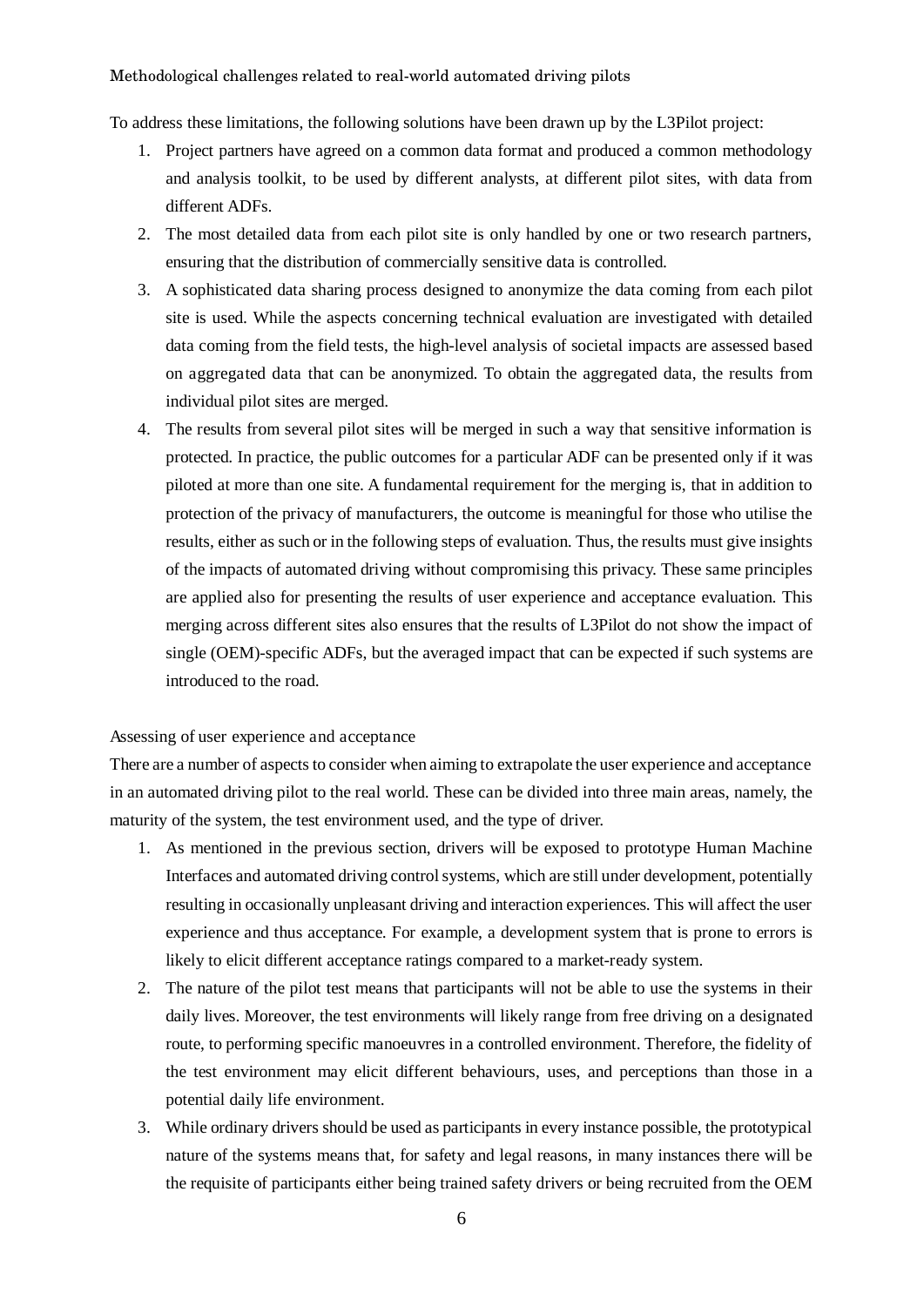Methodological challenges related to real-world automated driving pilots

To address these limitations, the following solutions have been drawn up by the L3Pilot project:

1. Project partners have agreed on a common data format and produced a common methodology and analysis toolkit, to be used by different analysts, at different pilot sites, with data from different ADFs.
2. The most detailed data from each pilot site is only handled by one or two research partners, ensuring that the distribution of commercially sensitive data is controlled.
3. A sophisticated data sharing process designed to anonymize the data coming from each pilot site is used. While the aspects concerning technical evaluation are investigated with detailed data coming from the field tests, the high-level analysis of societal impacts are assessed based on aggregated data that can be anonymized. To obtain the aggregated data, the results from individual pilot sites are merged.
4. The results from several pilot sites will be merged in such a way that sensitive information is protected. In practice, the public outcomes for a particular ADF can be presented only if it was piloted at more than one site. A fundamental requirement for the merging is, that in addition to protection of the privacy of manufacturers, the outcome is meaningful for those who utilise the results, either as such or in the following steps of evaluation. Thus, the results must give insights of the impacts of automated driving without compromising this privacy. These same principles are applied also for presenting the results of user experience and acceptance evaluation. This merging across different sites also ensures that the results of L3Pilot do not show the impact of single (OEM)-specific ADFs, but the averaged impact that can be expected if such systems are introduced to the road.

Assessing of user experience and acceptance

There are a number of aspects to consider when aiming to extrapolate the user experience and acceptance in an automated driving pilot to the real world. These can be divided into three main areas, namely, the maturity of the system, the test environment used, and the type of driver.

1. As mentioned in the previous section, drivers will be exposed to prototype Human Machine Interfaces and automated driving control systems, which are still under development, potentially resulting in occasionally unpleasant driving and interaction experiences. This will affect the user experience and thus acceptance. For example, a development system that is prone to errors is likely to elicit different acceptance ratings compared to a market-ready system.
2. The nature of the pilot test means that participants will not be able to use the systems in their daily lives. Moreover, the test environments will likely range from free driving on a designated route, to performing specific manoeuvres in a controlled environment. Therefore, the fidelity of the test environment may elicit different behaviours, uses, and perceptions than those in a potential daily life environment.
3. While ordinary drivers should be used as participants in every instance possible, the prototypical nature of the systems means that, for safety and legal reasons, in many instances there will be the requisite of participants either being trained safety drivers or being recruited from the OEM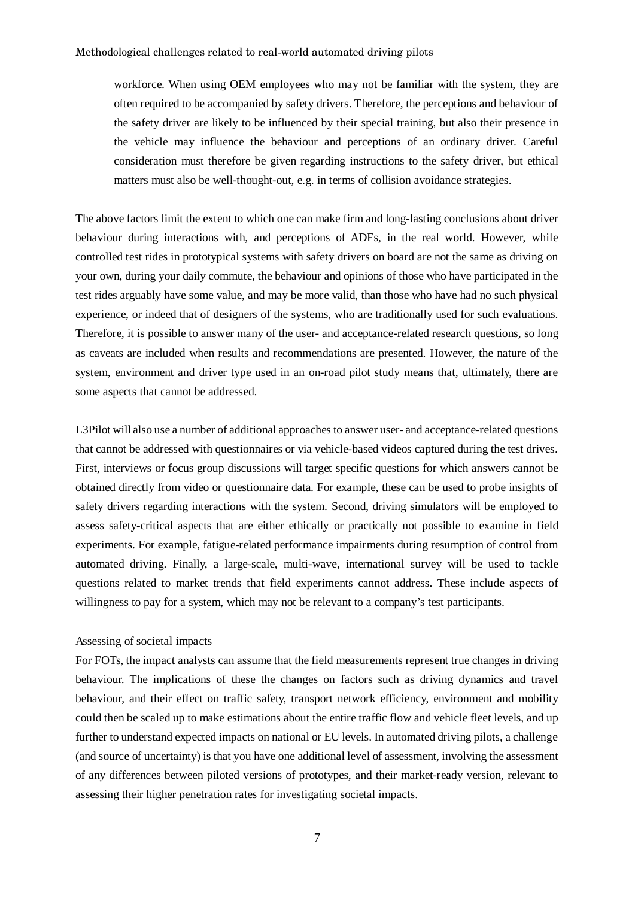workforce. When using OEM employees who may not be familiar with the system, they are often required to be accompanied by safety drivers. Therefore, the perceptions and behaviour of the safety driver are likely to be influenced by their special training, but also their presence in the vehicle may influence the behaviour and perceptions of an ordinary driver. Careful consideration must therefore be given regarding instructions to the safety driver, but ethical matters must also be well-thought-out, e.g. in terms of collision avoidance strategies.

The above factors limit the extent to which one can make firm and long-lasting conclusions about driver behaviour during interactions with, and perceptions of ADFs, in the real world. However, while controlled test rides in prototypical systems with safety drivers on board are not the same as driving on your own, during your daily commute, the behaviour and opinions of those who have participated in the test rides arguably have some value, and may be more valid, than those who have had no such physical experience, or indeed that of designers of the systems, who are traditionally used for such evaluations. Therefore, it is possible to answer many of the user- and acceptance-related research questions, so long as caveats are included when results and recommendations are presented. However, the nature of the system, environment and driver type used in an on-road pilot study means that, ultimately, there are some aspects that cannot be addressed.

L3Pilot will also use a number of additional approaches to answer user- and acceptance-related questions that cannot be addressed with questionnaires or via vehicle-based videos captured during the test drives. First, interviews or focus group discussions will target specific questions for which answers cannot be obtained directly from video or questionnaire data. For example, these can be used to probe insights of safety drivers regarding interactions with the system. Second, driving simulators will be employed to assess safety-critical aspects that are either ethically or practically not possible to examine in field experiments. For example, fatigue-related performance impairments during resumption of control from automated driving. Finally, a large-scale, multi-wave, international survey will be used to tackle questions related to market trends that field experiments cannot address. These include aspects of willingness to pay for a system, which may not be relevant to a company's test participants.

### Assessing of societal impacts

For FOTs, the impact analysts can assume that the field measurements represent true changes in driving behaviour. The implications of these the changes on factors such as driving dynamics and travel behaviour, and their effect on traffic safety, transport network efficiency, environment and mobility could then be scaled up to make estimations about the entire traffic flow and vehicle fleet levels, and up further to understand expected impacts on national or EU levels. In automated driving pilots, a challenge (and source of uncertainty) is that you have one additional level of assessment, involving the assessment of any differences between piloted versions of prototypes, and their market-ready version, relevant to assessing their higher penetration rates for investigating societal impacts.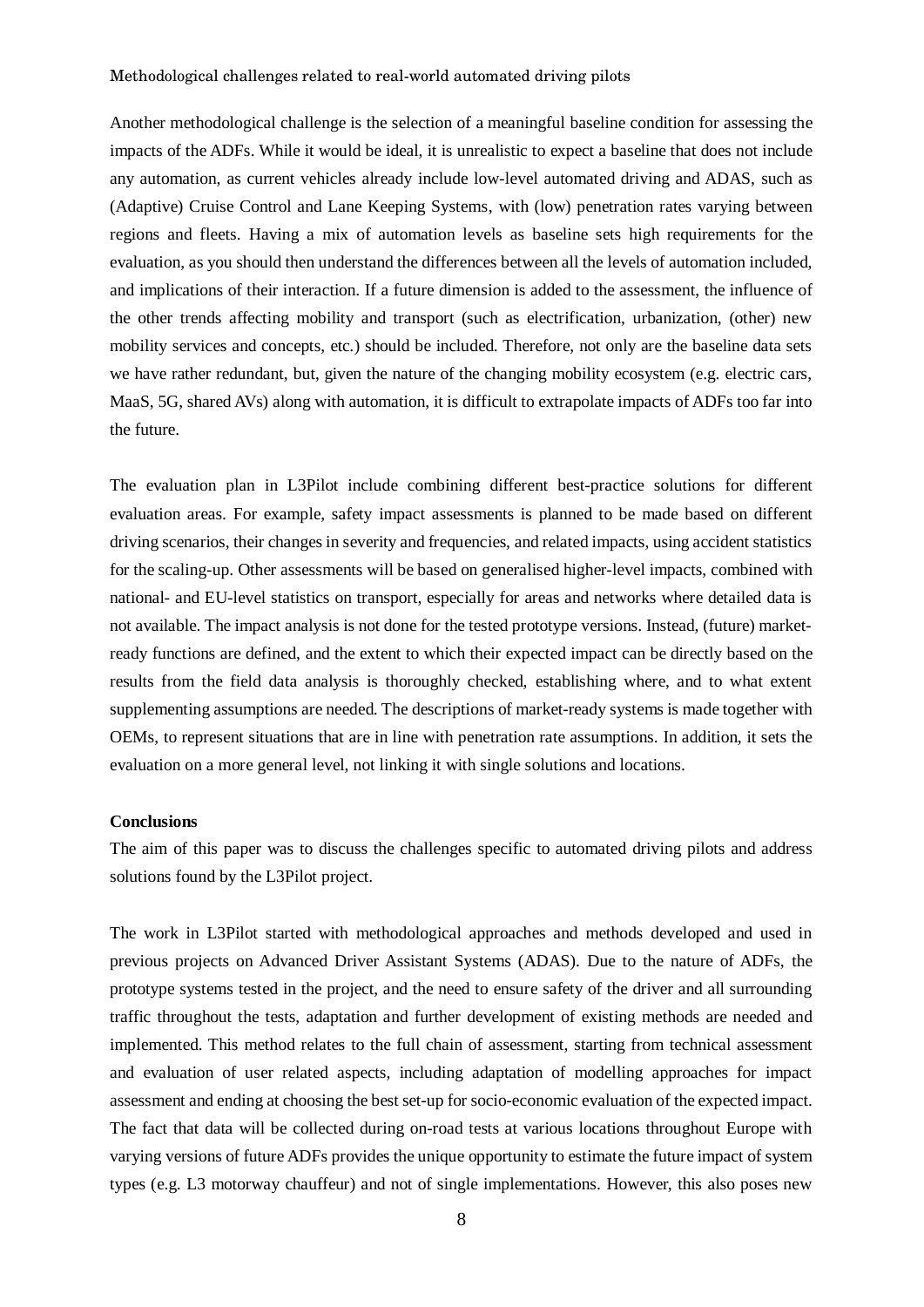Another methodological challenge is the selection of a meaningful baseline condition for assessing the impacts of the ADFs. While it would be ideal, it is unrealistic to expect a baseline that does not include any automation, as current vehicles already include low-level automated driving and ADAS, such as (Adaptive) Cruise Control and Lane Keeping Systems, with (low) penetration rates varying between regions and fleets. Having a mix of automation levels as baseline sets high requirements for the evaluation, as you should then understand the differences between all the levels of automation included, and implications of their interaction. If a future dimension is added to the assessment, the influence of the other trends affecting mobility and transport (such as electrification, urbanization, (other) new mobility services and concepts, etc.) should be included. Therefore, not only are the baseline data sets we have rather redundant, but, given the nature of the changing mobility ecosystem (e.g. electric cars, MaaS, 5G, shared AVs) along with automation, it is difficult to extrapolate impacts of ADFs too far into the future.

The evaluation plan in L3Pilot include combining different best-practice solutions for different evaluation areas. For example, safety impact assessments is planned to be made based on different driving scenarios, their changes in severity and frequencies, and related impacts, using accident statistics for the scaling-up. Other assessments will be based on generalised higher-level impacts, combined with national- and EU-level statistics on transport, especially for areas and networks where detailed data is not available. The impact analysis is not done for the tested prototype versions. Instead, (future) market-ready functions are defined, and the extent to which their expected impact can be directly based on the results from the field data analysis is thoroughly checked, establishing where, and to what extent supplementing assumptions are needed. The descriptions of market-ready systems is made together with OEMs, to represent situations that are in line with penetration rate assumptions. In addition, it sets the evaluation on a more general level, not linking it with single solutions and locations.

## Conclusions

The aim of this paper was to discuss the challenges specific to automated driving pilots and address solutions found by the L3Pilot project.

The work in L3Pilot started with methodological approaches and methods developed and used in previous projects on Advanced Driver Assistant Systems (ADAS). Due to the nature of ADFs, the prototype systems tested in the project, and the need to ensure safety of the driver and all surrounding traffic throughout the tests, adaptation and further development of existing methods are needed and implemented. This method relates to the full chain of assessment, starting from technical assessment and evaluation of user related aspects, including adaptation of modelling approaches for impact assessment and ending at choosing the best set-up for socio-economic evaluation of the expected impact. The fact that data will be collected during on-road tests at various locations throughout Europe with varying versions of future ADFs provides the unique opportunity to estimate the future impact of system types (e.g. L3 motorway chauffeur) and not of single implementations. However, this also poses new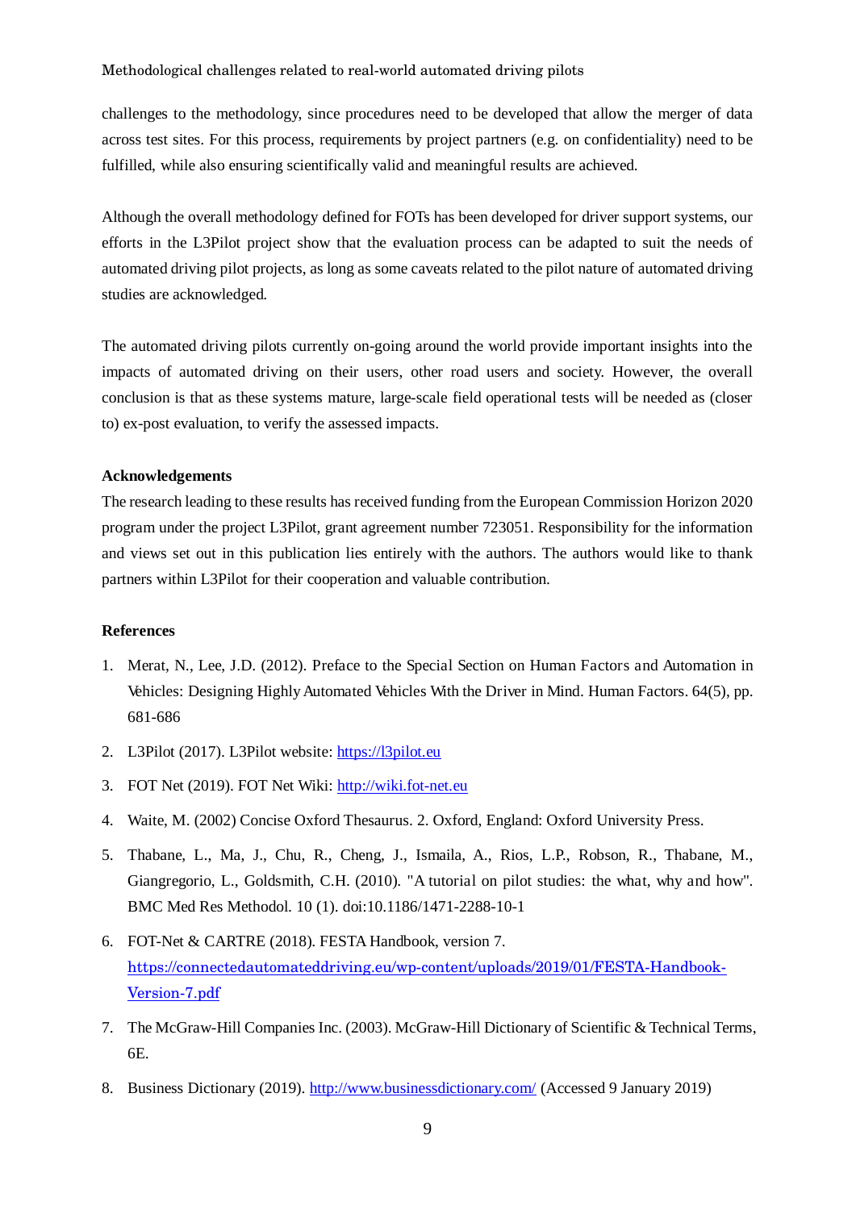challenges to the methodology, since procedures need to be developed that allow the merger of data across test sites. For this process, requirements by project partners (e.g. on confidentiality) need to be fulfilled, while also ensuring scientifically valid and meaningful results are achieved.

Although the overall methodology defined for FOTs has been developed for driver support systems, our efforts in the L3Pilot project show that the evaluation process can be adapted to suit the needs of automated driving pilot projects, as long as some caveats related to the pilot nature of automated driving studies are acknowledged.

The automated driving pilots currently on-going around the world provide important insights into the impacts of automated driving on their users, other road users and society. However, the overall conclusion is that as these systems mature, large-scale field operational tests will be needed as (closer to) ex-post evaluation, to verify the assessed impacts.

**Acknowledgements**

The research leading to these results has received funding from the European Commission Horizon 2020 program under the project L3Pilot, grant agreement number 723051. Responsibility for the information and views set out in this publication lies entirely with the authors. The authors would like to thank partners within L3Pilot for their cooperation and valuable contribution.

**References**

1. Merat, N., Lee, J.D. (2012). Preface to the Special Section on Human Factors and Automation in Vehicles: Designing Highly Automated Vehicles With the Driver in Mind. Human Factors. 64(5), pp. 681-686
2. L3Pilot (2017). L3Pilot website: https://l3pilot.eu
3. FOT Net (2019). FOT Net Wiki: http://wiki.fot-net.eu
4. Waite, M. (2002) Concise Oxford Thesaurus. 2. Oxford, England: Oxford University Press.
5. Thabane, L., Ma, J., Chu, R., Cheng, J., Ismaila, A., Rios, L.P., Robson, R., Thabane, M., Giangregorio, L., Goldsmith, C.H. (2010). "A tutorial on pilot studies: the what, why and how". BMC Med Res Methodol. 10 (1). doi:10.1186/1471-2288-10-1
6. FOT-Net & CARTRE (2018). FESTA Handbook, version 7. https://connectedautomateddriving.eu/wp-content/uploads/2019/01/FESTA-Handbook-Version-7.pdf
7. The McGraw-Hill Companies Inc. (2003). McGraw-Hill Dictionary of Scientific & Technical Terms, 6E.
8. Business Dictionary (2019). http://www.businessdictionary.com/ (Accessed 9 January 2019)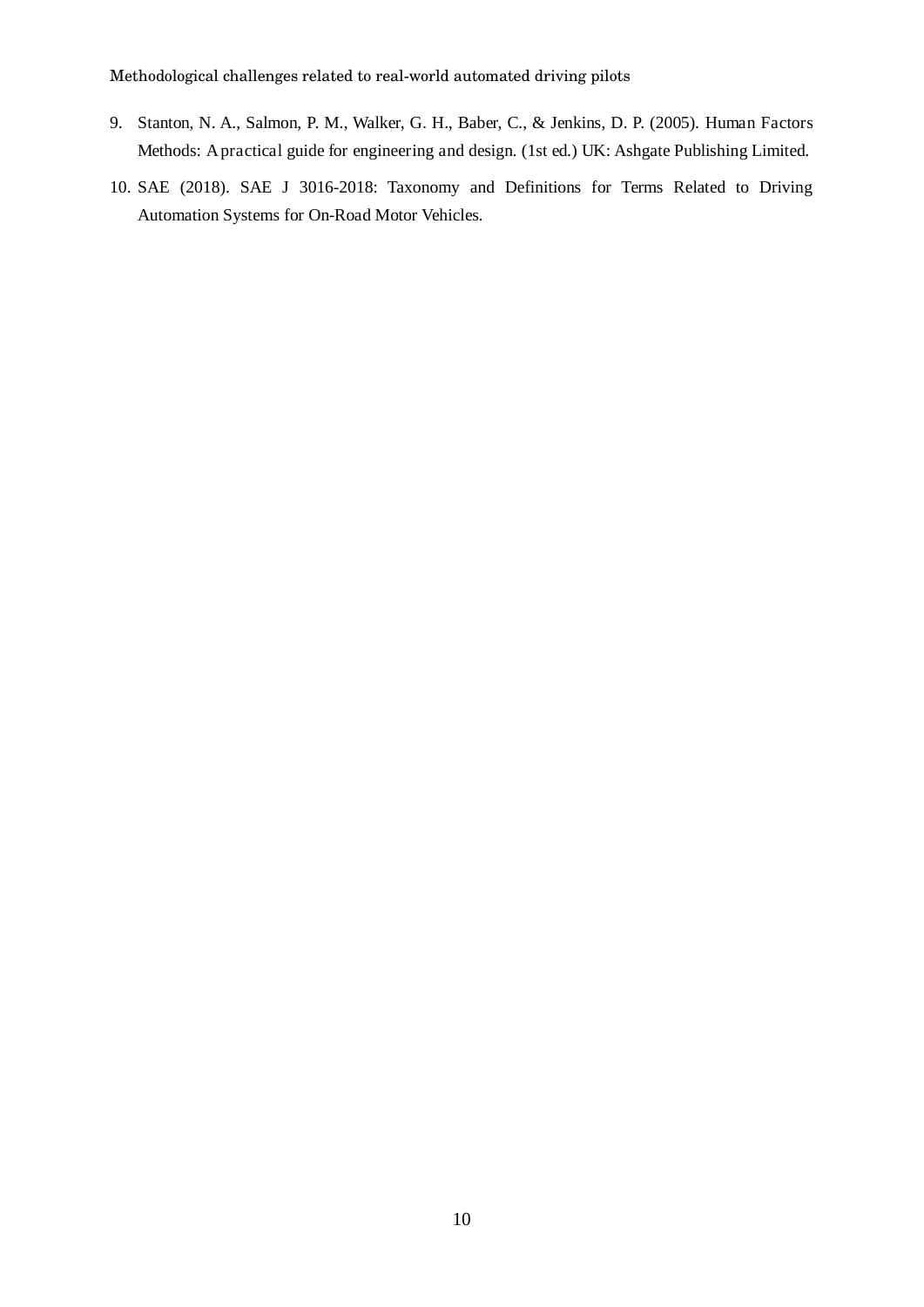9. Stanton, N. A., Salmon, P. M., Walker, G. H., Baber, C., & Jenkins, D. P. (2005). Human Factors Methods: A practical guide for engineering and design. (1st ed.) UK: Ashgate Publishing Limited.
10. SAE (2018). SAE J 3016-2018: Taxonomy and Definitions for Terms Related to Driving Automation Systems for On-Road Motor Vehicles.